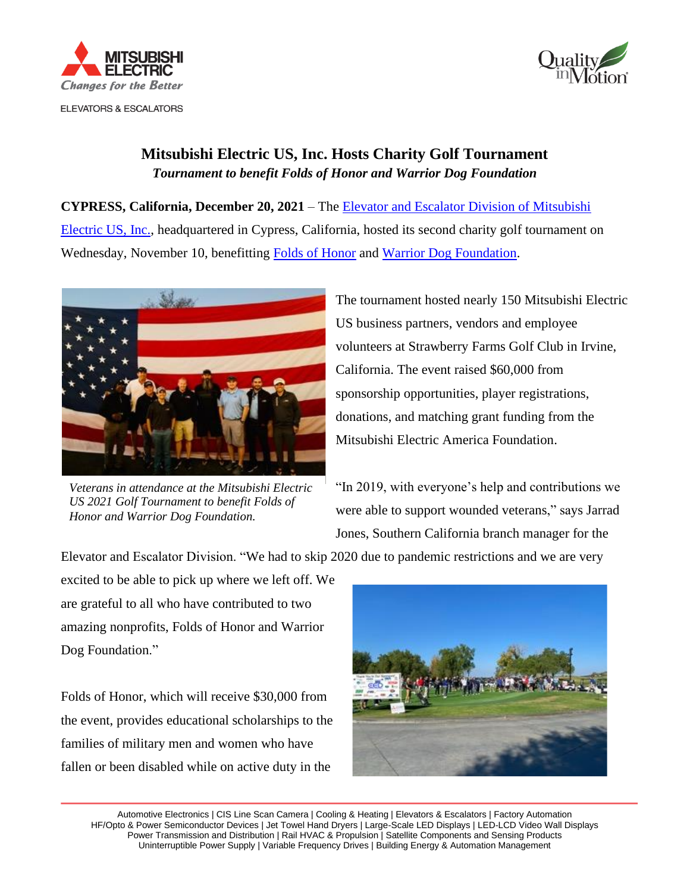# Mitsubishi Electric US, Inc. Hosts Charity Golf Tournament

*Tournament to benefit Folds of Honor and Warrior Dog Foundation*

**CYPRESS, California, December 20, 2021** – The Elevator and Escalator Division of Mitsubishi Electric US, Inc., headquartered in Cypress, California, hosted its second charity golf tournament on Wednesday, November 10, benefitting Folds of Honor and Warrior Dog Foundation.

*Veterans in attendance at the Mitsubishi Electric US 2021 Golf Tournament to benefit Folds of Honor and Warrior Dog Foundation.*

The tournament hosted nearly 150 Mitsubishi Electric US business partners, vendors and employee volunteers at Strawberry Farms Golf Club in Irvine, California. The event raised $60,000 from sponsorship opportunities, player registrations, donations, and matching grant funding from the Mitsubishi Electric America Foundation.

"In 2019, with everyone's help and contributions we were able to support wounded veterans," says Jarrad Jones, Southern California branch manager for the Elevator and Escalator Division. "We had to skip 2020 due to pandemic restrictions and we are very excited to be able to pick up where we left off. We are grateful to all who have contributed to two amazing nonprofits, Folds of Honor and Warrior Dog Foundation."

Folds of Honor, which will receive $30,000 from the event, provides educational scholarships to the families of military men and women who have fallen or been disabled while on active duty in the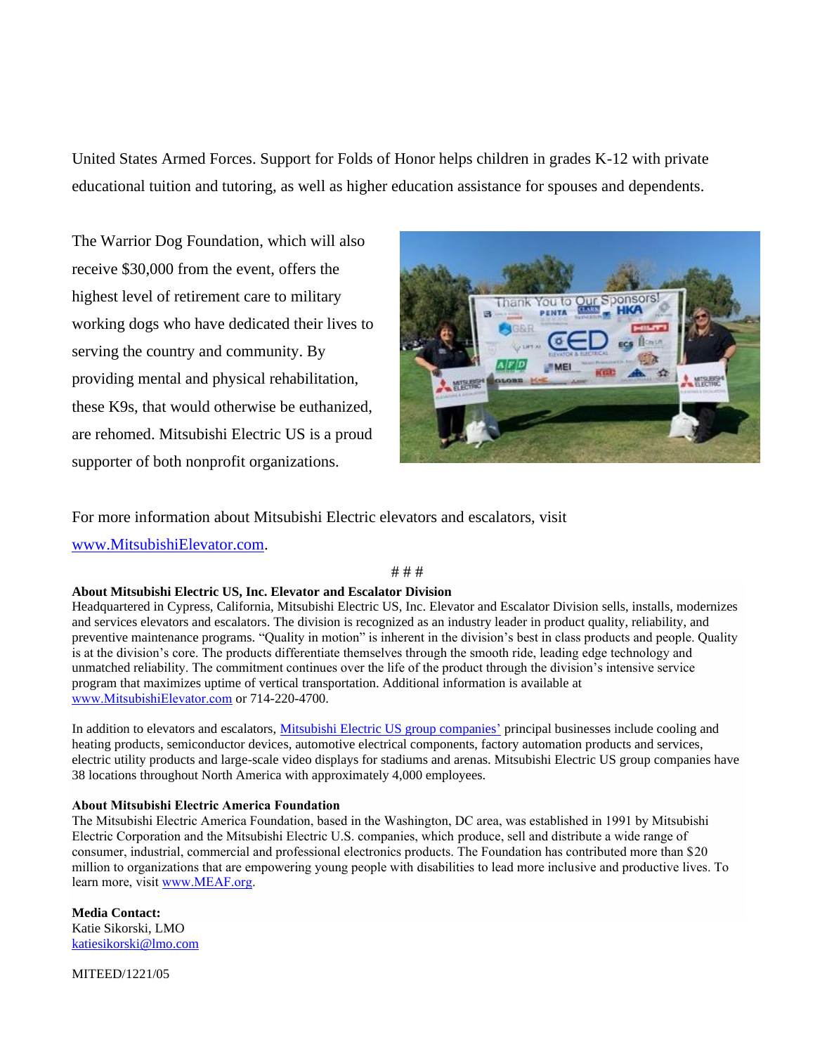United States Armed Forces. Support for Folds of Honor helps children in grades K-12 with private educational tuition and tutoring, as well as higher education assistance for spouses and dependents.

The Warrior Dog Foundation, which will also receive $30,000 from the event, offers the highest level of retirement care to military working dogs who have dedicated their lives to serving the country and community. By providing mental and physical rehabilitation, these K9s, that would otherwise be euthanized, are rehomed. Mitsubishi Electric US is a proud supporter of both nonprofit organizations.

For more information about Mitsubishi Electric elevators and escalators, visit www.MitsubishiElevator.com.

# # #

**About Mitsubishi Electric US, Inc. Elevator and Escalator Division**

Headquartered in Cypress, California, Mitsubishi Electric US, Inc. Elevator and Escalator Division sells, installs, modernizes and services elevators and escalators. The division is recognized as an industry leader in product quality, reliability, and preventive maintenance programs. "Quality in motion" is inherent in the division's best in class products and people. Quality is at the division's core. The products differentiate themselves through the smooth ride, leading edge technology and unmatched reliability. The commitment continues over the life of the product through the division's intensive service program that maximizes uptime of vertical transportation. Additional information is available at www.MitsubishiElevator.com or 714-220-4700.

In addition to elevators and escalators, Mitsubishi Electric US group companies' principal businesses include cooling and heating products, semiconductor devices, automotive electrical components, factory automation products and services, electric utility products and large-scale video displays for stadiums and arenas. Mitsubishi Electric US group companies have 38 locations throughout North America with approximately 4,000 employees.

**About Mitsubishi Electric America Foundation**

The Mitsubishi Electric America Foundation, based in the Washington, DC area, was established in 1991 by Mitsubishi Electric Corporation and the Mitsubishi Electric U.S. companies, which produce, sell and distribute a wide range of consumer, industrial, commercial and professional electronics products. The Foundation has contributed more than $20 million to organizations that are empowering young people with disabilities to lead more inclusive and productive lives. To learn more, visit www.MEAF.org.

**Media Contact:**
Katie Sikorski, LMO
katiesikorski@lmo.com

MITEED/1221/05